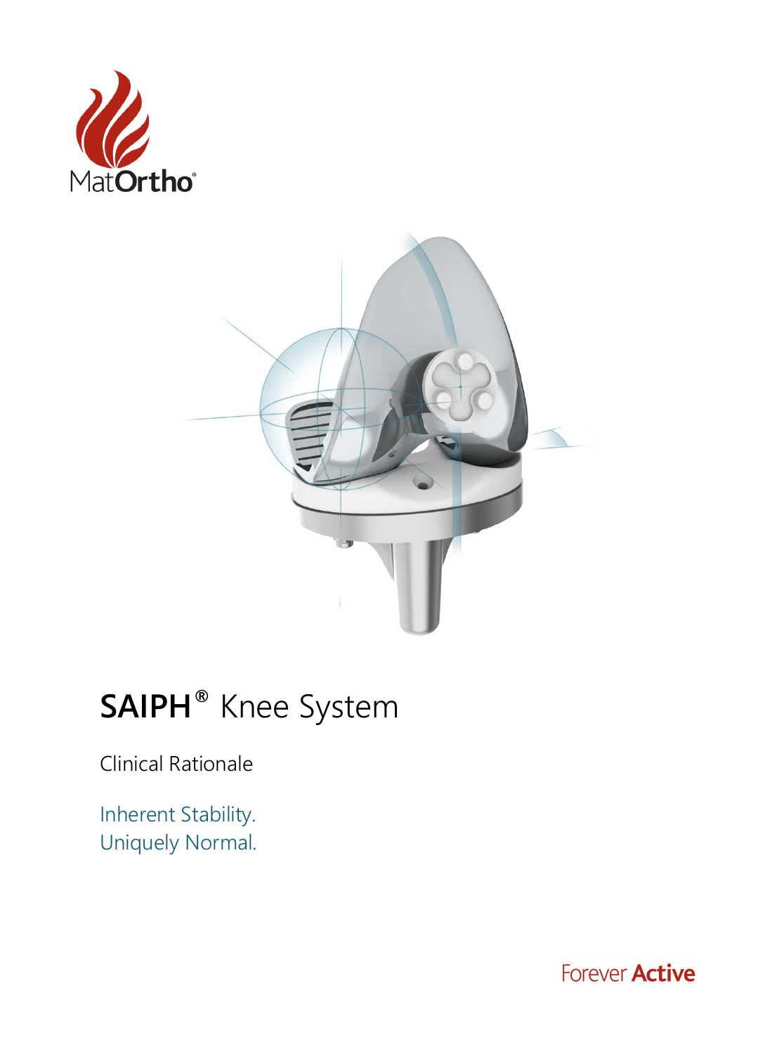MatOrtho®

# SAIPH® Knee System

Clinical Rationale

Inherent Stability.
Uniquely Normal.

Forever **Active**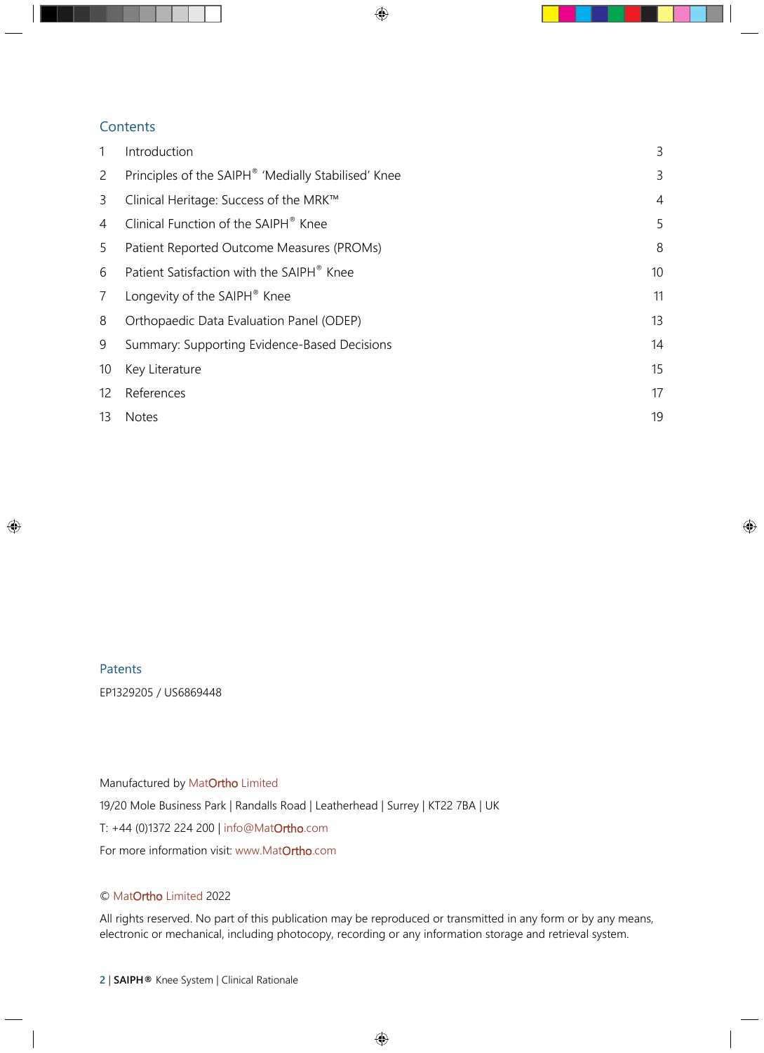## Contents

| | | |
|---|---|---|
| 1 | Introduction | 3 |
| 2 | Principles of the SAIPH® 'Medially Stabilised' Knee | 3 |
| 3 | Clinical Heritage: Success of the MRK™ | 4 |
| 4 | Clinical Function of the SAIPH® Knee | 5 |
| 5 | Patient Reported Outcome Measures (PROMs) | 8 |
| 6 | Patient Satisfaction with the SAIPH® Knee | 10 |
| 7 | Longevity of the SAIPH® Knee | 11 |
| 8 | Orthopaedic Data Evaluation Panel (ODEP) | 13 |
| 9 | Summary: Supporting Evidence-Based Decisions | 14 |
| 10 | Key Literature | 15 |
| 12 | References | 17 |
| 13 | Notes | 19 |

## Patents

EP1329205 / US6869448

Manufactured by MatOrtho Limited

19/20 Mole Business Park | Randalls Road | Leatherhead | Surrey | KT22 7BA | UK

T: +44 (0)1372 224 200 | info@MatOrtho.com

For more information visit: www.MatOrtho.com

© MatOrtho Limited 2022

All rights reserved. No part of this publication may be reproduced or transmitted in any form or by any means, electronic or mechanical, including photocopy, recording or any information storage and retrieval system.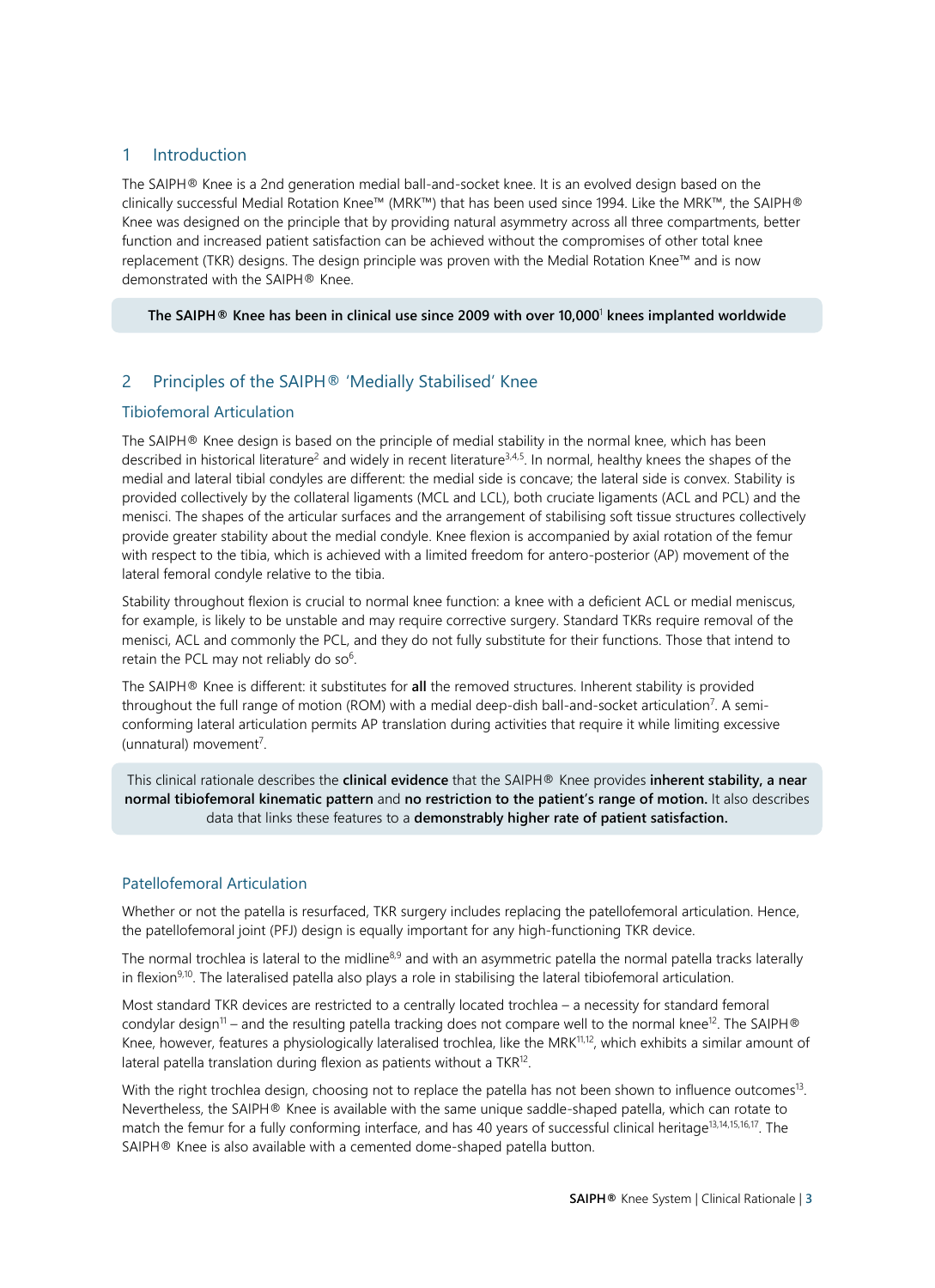## 1 Introduction

The SAIPH® Knee is a 2nd generation medial ball-and-socket knee. It is an evolved design based on the clinically successful Medial Rotation Knee™ (MRK™) that has been used since 1994. Like the MRK™, the SAIPH® Knee was designed on the principle that by providing natural asymmetry across all three compartments, better function and increased patient satisfaction can be achieved without the compromises of other total knee replacement (TKR) designs. The design principle was proven with the Medial Rotation Knee™ and is now demonstrated with the SAIPH® Knee.

**The SAIPH® Knee has been in clinical use since 2009 with over 10,000[1] knees implanted worldwide**

## 2 Principles of the SAIPH® 'Medially Stabilised' Knee

### Tibiofemoral Articulation

The SAIPH® Knee design is based on the principle of medial stability in the normal knee, which has been described in historical literature[2] and widely in recent literature[3,4,5]. In normal, healthy knees the shapes of the medial and lateral tibial condyles are different: the medial side is concave; the lateral side is convex. Stability is provided collectively by the collateral ligaments (MCL and LCL), both cruciate ligaments (ACL and PCL) and the menisci. The shapes of the articular surfaces and the arrangement of stabilising soft tissue structures collectively provide greater stability about the medial condyle. Knee flexion is accompanied by axial rotation of the femur with respect to the tibia, which is achieved with a limited freedom for antero-posterior (AP) movement of the lateral femoral condyle relative to the tibia.

Stability throughout flexion is crucial to normal knee function: a knee with a deficient ACL or medial meniscus, for example, is likely to be unstable and may require corrective surgery. Standard TKRs require removal of the menisci, ACL and commonly the PCL, and they do not fully substitute for their functions. Those that intend to retain the PCL may not reliably do so[6].

The SAIPH® Knee is different: it substitutes for **all** the removed structures. Inherent stability is provided throughout the full range of motion (ROM) with a medial deep-dish ball-and-socket articulation[7]. A semi-conforming lateral articulation permits AP translation during activities that require it while limiting excessive (unnatural) movement[7].

This clinical rationale describes the **clinical evidence** that the SAIPH® Knee provides **inherent stability, a near normal tibiofemoral kinematic pattern** and **no restriction to the patient's range of motion.** It also describes data that links these features to a **demonstrably higher rate of patient satisfaction.**

### Patellofemoral Articulation

Whether or not the patella is resurfaced, TKR surgery includes replacing the patellofemoral articulation. Hence, the patellofemoral joint (PFJ) design is equally important for any high-functioning TKR device.

The normal trochlea is lateral to the midline[8,9] and with an asymmetric patella the normal patella tracks laterally in flexion[9,10]. The lateralised patella also plays a role in stabilising the lateral tibiofemoral articulation.

Most standard TKR devices are restricted to a centrally located trochlea – a necessity for standard femoral condylar design[11] – and the resulting patella tracking does not compare well to the normal knee[12]. The SAIPH® Knee, however, features a physiologically lateralised trochlea, like the MRK[11,12], which exhibits a similar amount of lateral patella translation during flexion as patients without a TKR[12].

With the right trochlea design, choosing not to replace the patella has not been shown to influence outcomes[13]. Nevertheless, the SAIPH® Knee is available with the same unique saddle-shaped patella, which can rotate to match the femur for a fully conforming interface, and has 40 years of successful clinical heritage[13,14,15,16,17]. The SAIPH® Knee is also available with a cemented dome-shaped patella button.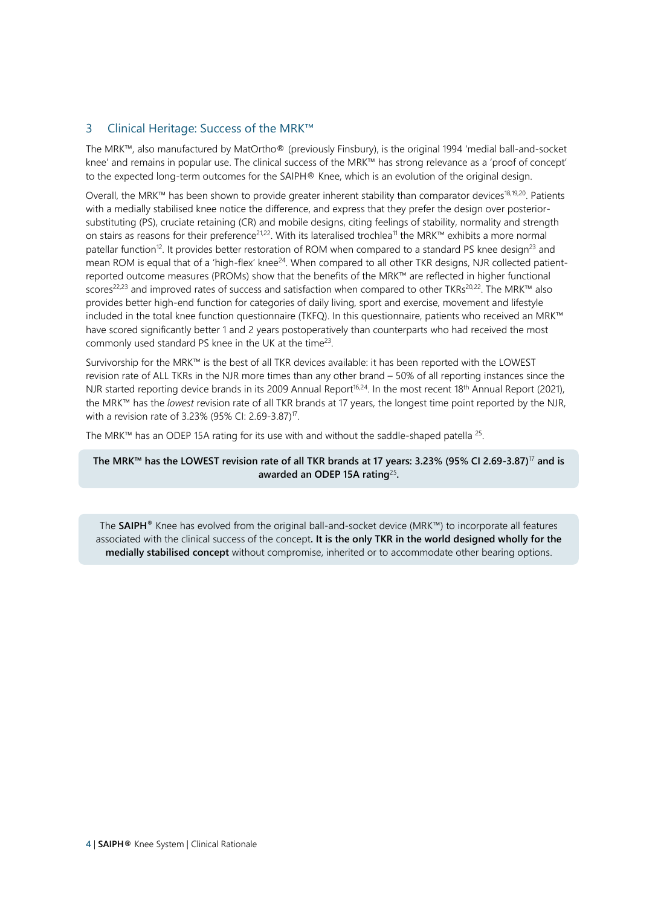## 3 Clinical Heritage: Success of the MRK™

The MRK™, also manufactured by MatOrtho® (previously Finsbury), is the original 1994 'medial ball-and-socket knee' and remains in popular use. The clinical success of the MRK™ has strong relevance as a 'proof of concept' to the expected long-term outcomes for the SAIPH® Knee, which is an evolution of the original design.

Overall, the MRK™ has been shown to provide greater inherent stability than comparator devices[18,19,20]. Patients with a medially stabilised knee notice the difference, and express that they prefer the design over posterior-substituting (PS), cruciate retaining (CR) and mobile designs, citing feelings of stability, normality and strength on stairs as reasons for their preference[21,22]. With its lateralised trochlea[11] the MRK™ exhibits a more normal patellar function[12]. It provides better restoration of ROM when compared to a standard PS knee design[23] and mean ROM is equal that of a 'high-flex' knee[24]. When compared to all other TKR designs, NJR collected patient-reported outcome measures (PROMs) show that the benefits of the MRK™ are reflected in higher functional scores[22,23] and improved rates of success and satisfaction when compared to other TKRs[20,22]. The MRK™ also provides better high-end function for categories of daily living, sport and exercise, movement and lifestyle included in the total knee function questionnaire (TKFQ). In this questionnaire, patients who received an MRK™ have scored significantly better 1 and 2 years postoperatively than counterparts who had received the most commonly used standard PS knee in the UK at the time[23].

Survivorship for the MRK™ is the best of all TKR devices available: it has been reported with the LOWEST revision rate of ALL TKRs in the NJR more times than any other brand – 50% of all reporting instances since the NJR started reporting device brands in its 2009 Annual Report[16,24]. In the most recent 18th Annual Report (2021), the MRK™ has the *lowest* revision rate of all TKR brands at 17 years, the longest time point reported by the NJR, with a revision rate of 3.23% (95% CI: 2.69-3.87)[17].

The MRK™ has an ODEP 15A rating for its use with and without the saddle-shaped patella [25].

**The MRK™ has the LOWEST revision rate of all TKR brands at 17 years: 3.23% (95% CI 2.69-3.87)[17] and is awarded an ODEP 15A rating[25].**

The **SAIPH®** Knee has evolved from the original ball-and-socket device (MRK™) to incorporate all features associated with the clinical success of the concept**. It is the only TKR in the world designed wholly for the medially stabilised concept** without compromise, inherited or to accommodate other bearing options.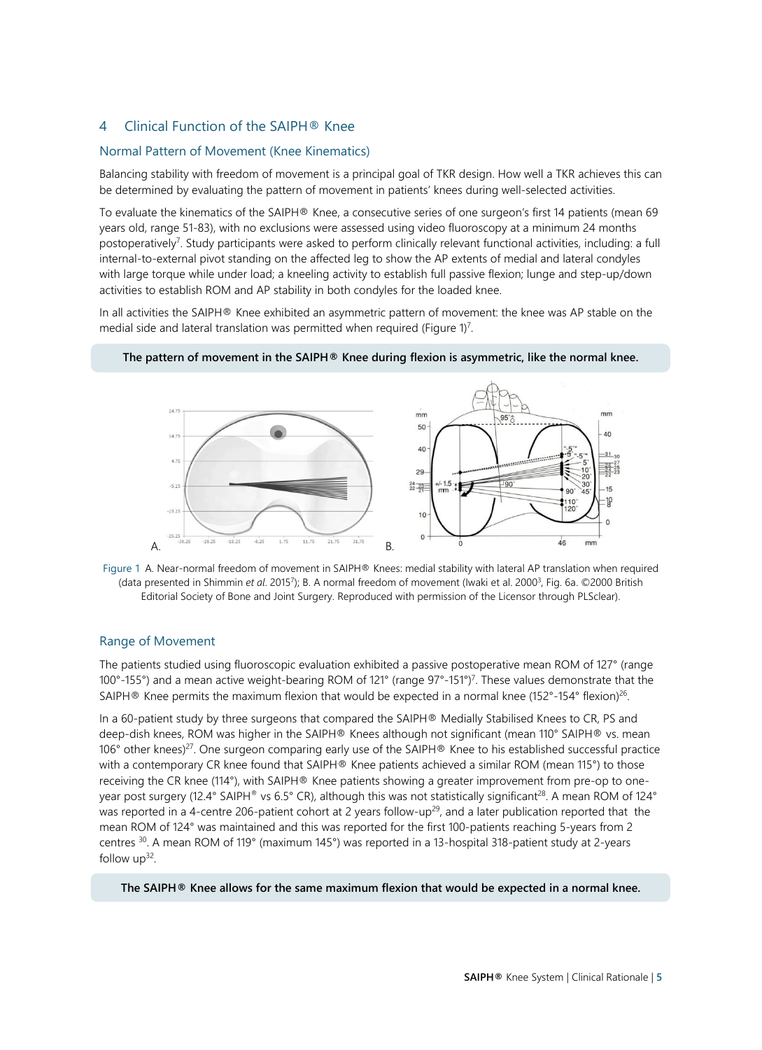## 4 Clinical Function of the SAIPH® Knee

### Normal Pattern of Movement (Knee Kinematics)

Balancing stability with freedom of movement is a principal goal of TKR design. How well a TKR achieves this can be determined by evaluating the pattern of movement in patients' knees during well-selected activities.

To evaluate the kinematics of the SAIPH® Knee, a consecutive series of one surgeon's first 14 patients (mean 69 years old, range 51-83), with no exclusions were assessed using video fluoroscopy at a minimum 24 months postoperatively[7]. Study participants were asked to perform clinically relevant functional activities, including: a full internal-to-external pivot standing on the affected leg to show the AP extents of medial and lateral condyles with large torque while under load; a kneeling activity to establish full passive flexion; lunge and step-up/down activities to establish ROM and AP stability in both condyles for the loaded knee.

In all activities the SAIPH® Knee exhibited an asymmetric pattern of movement: the knee was AP stable on the medial side and lateral translation was permitted when required (Figure 1)[7].

**The pattern of movement in the SAIPH® Knee during flexion is asymmetric, like the normal knee.**

Figure 1 A. Near-normal freedom of movement in SAIPH® Knees: medial stability with lateral AP translation when required (data presented in Shimmin *et al.* 2015[7]); B. A normal freedom of movement (Iwaki et al. 2000[3], Fig. 6a. ©2000 British Editorial Society of Bone and Joint Surgery. Reproduced with permission of the Licensor through PLSclear).

### Range of Movement

The patients studied using fluoroscopic evaluation exhibited a passive postoperative mean ROM of 127° (range 100°-155°) and a mean active weight-bearing ROM of 121° (range 97°-151°)[7]. These values demonstrate that the SAIPH® Knee permits the maximum flexion that would be expected in a normal knee (152°-154° flexion)[26].

In a 60-patient study by three surgeons that compared the SAIPH® Medially Stabilised Knees to CR, PS and deep-dish knees, ROM was higher in the SAIPH® Knees although not significant (mean 110° SAIPH® vs. mean 106° other knees)[27]. One surgeon comparing early use of the SAIPH® Knee to his established successful practice with a contemporary CR knee found that SAIPH® Knee patients achieved a similar ROM (mean 115°) to those receiving the CR knee (114°), with SAIPH® Knee patients showing a greater improvement from pre-op to one-year post surgery (12.4° SAIPH® vs 6.5° CR), although this was not statistically significant[28]. A mean ROM of 124° was reported in a 4-centre 206-patient cohort at 2 years follow-up[29], and a later publication reported that the mean ROM of 124° was maintained and this was reported for the first 100-patients reaching 5-years from 2 centres [30]. A mean ROM of 119° (maximum 145°) was reported in a 13-hospital 318-patient study at 2-years follow up[32].

**The SAIPH® Knee allows for the same maximum flexion that would be expected in a normal knee.**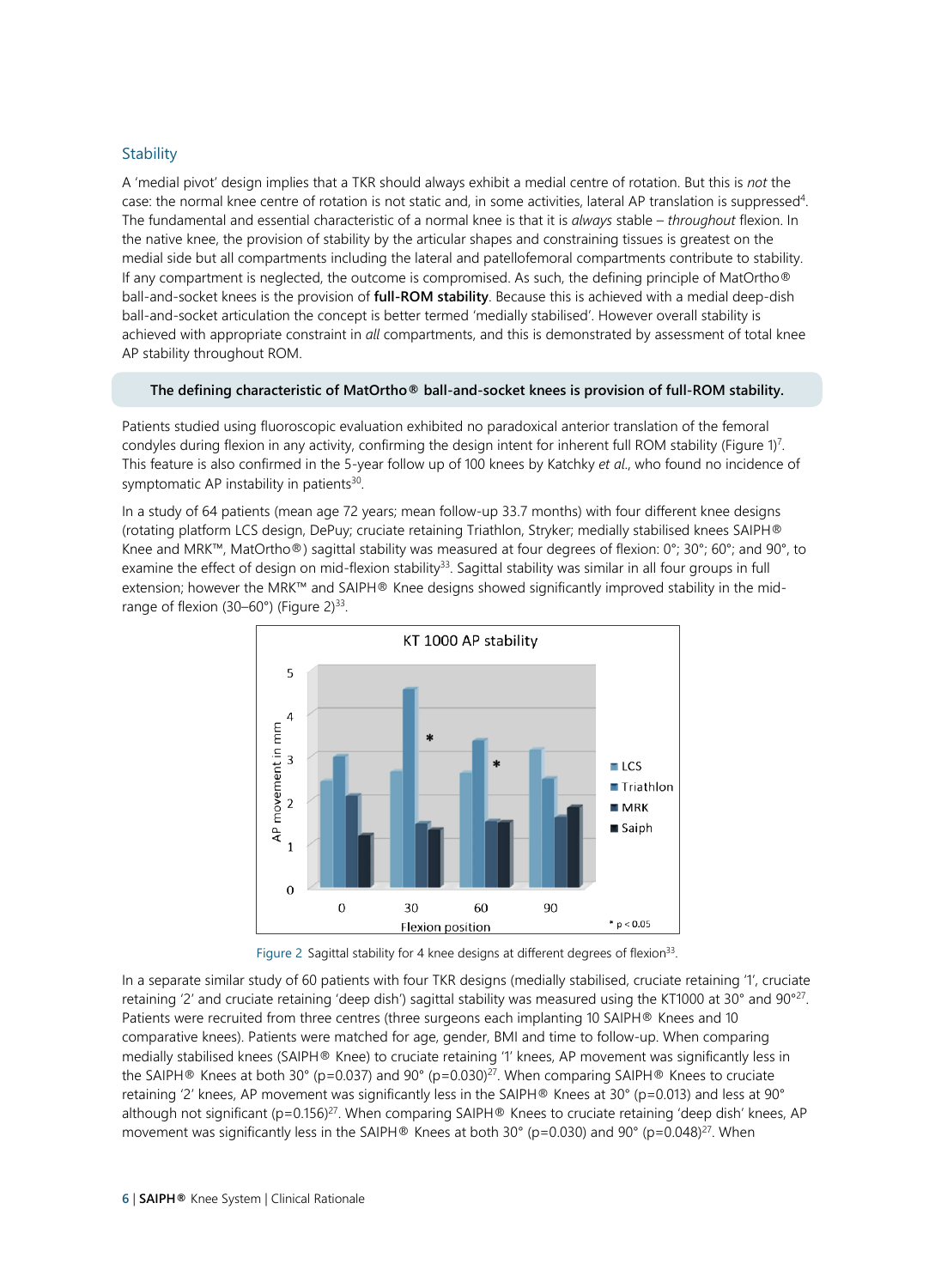## Stability

A 'medial pivot' design implies that a TKR should always exhibit a medial centre of rotation. But this is *not* the case: the normal knee centre of rotation is not static and, in some activities, lateral AP translation is suppressed[4]. The fundamental and essential characteristic of a normal knee is that it is *always* stable – *throughout* flexion. In the native knee, the provision of stability by the articular shapes and constraining tissues is greatest on the medial side but all compartments including the lateral and patellofemoral compartments contribute to stability. If any compartment is neglected, the outcome is compromised. As such, the defining principle of MatOrtho® ball-and-socket knees is the provision of **full-ROM stability**. Because this is achieved with a medial deep-dish ball-and-socket articulation the concept is better termed 'medially stabilised'. However overall stability is achieved with appropriate constraint in *all* compartments, and this is demonstrated by assessment of total knee AP stability throughout ROM.

**The defining characteristic of MatOrtho® ball-and-socket knees is provision of full-ROM stability.**

Patients studied using fluoroscopic evaluation exhibited no paradoxical anterior translation of the femoral condyles during flexion in any activity, confirming the design intent for inherent full ROM stability (Figure 1)[7]. This feature is also confirmed in the 5-year follow up of 100 knees by Katchky *et al.*, who found no incidence of symptomatic AP instability in patients[30].

In a study of 64 patients (mean age 72 years; mean follow-up 33.7 months) with four different knee designs (rotating platform LCS design, DePuy; cruciate retaining Triathlon, Stryker; medially stabilised knees SAIPH® Knee and MRK™, MatOrtho®) sagittal stability was measured at four degrees of flexion: 0°; 30°; 60°; and 90°, to examine the effect of design on mid-flexion stability[33]. Sagittal stability was similar in all four groups in full extension; however the MRK™ and SAIPH® Knee designs showed significantly improved stability in the mid-range of flexion (30–60°) (Figure 2)[33].

Figure 2 Sagittal stability for 4 knee designs at different degrees of flexion[33].

In a separate similar study of 60 patients with four TKR designs (medially stabilised, cruciate retaining '1', cruciate retaining '2' and cruciate retaining 'deep dish') sagittal stability was measured using the KT1000 at 30° and 90°[27]. Patients were recruited from three centres (three surgeons each implanting 10 SAIPH® Knees and 10 comparative knees). Patients were matched for age, gender, BMI and time to follow-up. When comparing medially stabilised knees (SAIPH® Knee) to cruciate retaining '1' knees, AP movement was significantly less in the SAIPH® Knees at both 30° ($p=0.037$) and 90° ($p=0.030$)[27]. When comparing SAIPH® Knees to cruciate retaining '2' knees, AP movement was significantly less in the SAIPH® Knees at 30° ($p=0.013$) and less at 90° although not significant ($p=0.156$)[27]. When comparing SAIPH® Knees to cruciate retaining 'deep dish' knees, AP movement was significantly less in the SAIPH® Knees at both 30° ($p=0.030$) and 90° ($p=0.048$)[27]. When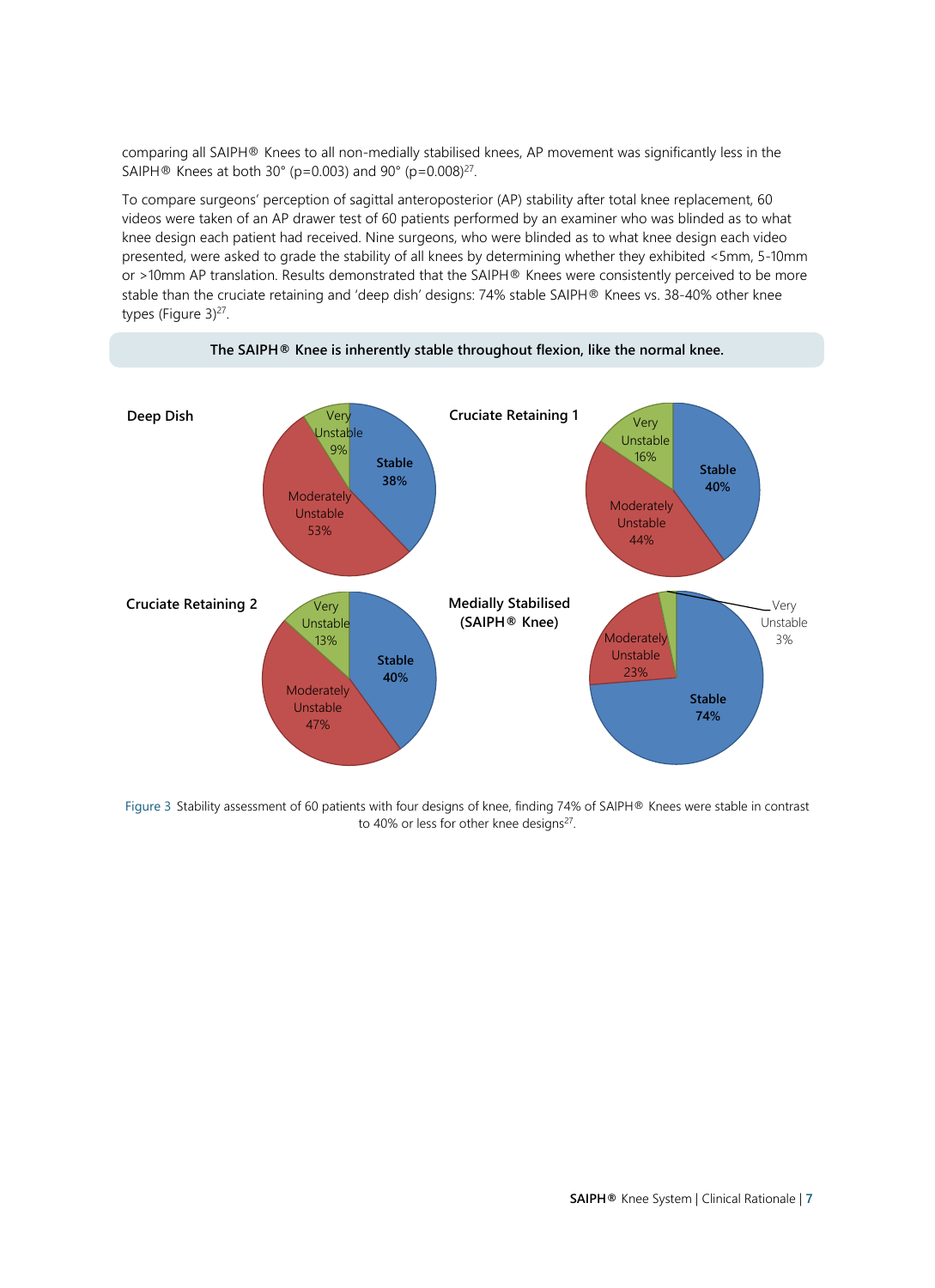comparing all SAIPH® Knees to all non-medially stabilised knees, AP movement was significantly less in the SAIPH® Knees at both 30° ($p=0.003$) and 90° ($p=0.008$)[27].

To compare surgeons' perception of sagittal anteroposterior (AP) stability after total knee replacement, 60 videos were taken of an AP drawer test of 60 patients performed by an examiner who was blinded as to what knee design each patient had received. Nine surgeons, who were blinded as to what knee design each video presented, were asked to grade the stability of all knees by determining whether they exhibited <5mm, 5-10mm or >10mm AP translation. Results demonstrated that the SAIPH® Knees were consistently perceived to be more stable than the cruciate retaining and 'deep dish' designs: 74% stable SAIPH® Knees vs. 38-40% other knee types (Figure 3)[27].

**The SAIPH® Knee is inherently stable throughout flexion, like the normal knee.**

| Knee design | Stable | Moderately Unstable | Very Unstable |
| --- | --- | --- | --- |
| Deep Dish | 38% | 53% | 9% |
| Cruciate Retaining 1 | 40% | 44% | 16% |
| Cruciate Retaining 2 | 40% | 47% | 13% |
| Medially Stabilised (SAIPH® Knee) | 74% | 23% | 3% |

Figure 3 Stability assessment of 60 patients with four designs of knee, finding 74% of SAIPH® Knees were stable in contrast to 40% or less for other knee designs[27].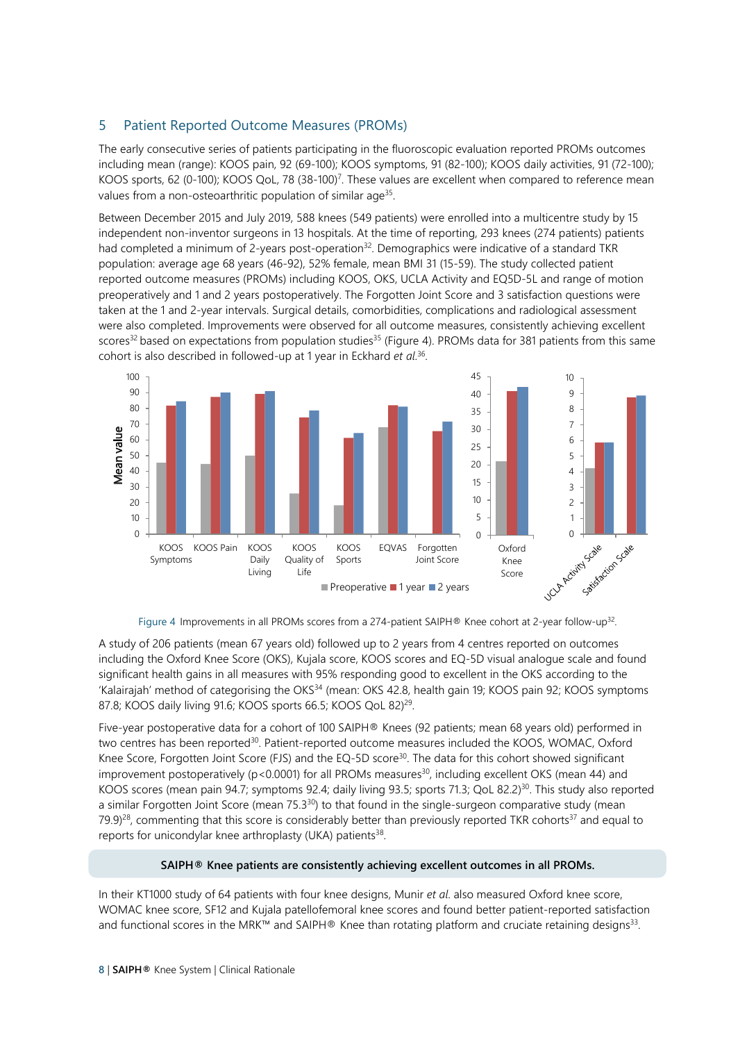## 5 Patient Reported Outcome Measures (PROMs)

The early consecutive series of patients participating in the fluoroscopic evaluation reported PROMs outcomes including mean (range): KOOS pain, 92 (69-100); KOOS symptoms, 91 (82-100); KOOS daily activities, 91 (72-100); KOOS sports, 62 (0-100); KOOS QoL, 78 (38-100)[7]. These values are excellent when compared to reference mean values from a non-osteoarthritic population of similar age[35].

Between December 2015 and July 2019, 588 knees (549 patients) were enrolled into a multicentre study by 15 independent non-inventor surgeons in 13 hospitals. At the time of reporting, 293 knees (274 patients) patients had completed a minimum of 2-years post-operation[32]. Demographics were indicative of a standard TKR population: average age 68 years (46-92), 52% female, mean BMI 31 (15-59). The study collected patient reported outcome measures (PROMs) including KOOS, OKS, UCLA Activity and EQ5D-5L and range of motion preoperatively and 1 and 2 years postoperatively. The Forgotten Joint Score and 3 satisfaction questions were taken at the 1 and 2-year intervals. Surgical details, comorbidities, complications and radiological assessment were also completed. Improvements were observed for all outcome measures, consistently achieving excellent scores[32] based on expectations from population studies[35] (Figure 4). PROMs data for 381 patients from this same cohort is also described in followed-up at 1 year in Eckhard *et al.*[36].

Figure 4 Improvements in all PROMs scores from a 274-patient SAIPH® Knee cohort at 2-year follow-up[32].

A study of 206 patients (mean 67 years old) followed up to 2 years from 4 centres reported on outcomes including the Oxford Knee Score (OKS), Kujala score, KOOS scores and EQ-5D visual analogue scale and found significant health gains in all measures with 95% responding good to excellent in the OKS according to the 'Kalairajah' method of categorising the OKS[34] (mean: OKS 42.8, health gain 19; KOOS pain 92; KOOS symptoms 87.8; KOOS daily living 91.6; KOOS sports 66.5; KOOS QoL 82)[29].

Five-year postoperative data for a cohort of 100 SAIPH® Knees (92 patients; mean 68 years old) performed in two centres has been reported[30]. Patient-reported outcome measures included the KOOS, WOMAC, Oxford Knee Score, Forgotten Joint Score (FJS) and the EQ-5D score[30]. The data for this cohort showed significant improvement postoperatively ($p<0.0001$) for all PROMs measures[30], including excellent OKS (mean 44) and KOOS scores (mean pain 94.7; symptoms 92.4; daily living 93.5; sports 71.3; QoL 82.2)[30]. This study also reported a similar Forgotten Joint Score (mean 75.3[30]) to that found in the single-surgeon comparative study (mean 79.9)[28], commenting that this score is considerably better than previously reported TKR cohorts[37] and equal to reports for unicondylar knee arthroplasty (UKA) patients[38].

**SAIPH® Knee patients are consistently achieving excellent outcomes in all PROMs.**

In their KT1000 study of 64 patients with four knee designs, Munir *et al.* also measured Oxford knee score, WOMAC knee score, SF12 and Kujala patellofemoral knee scores and found better patient-reported satisfaction and functional scores in the MRK™ and SAIPH® Knee than rotating platform and cruciate retaining designs[33].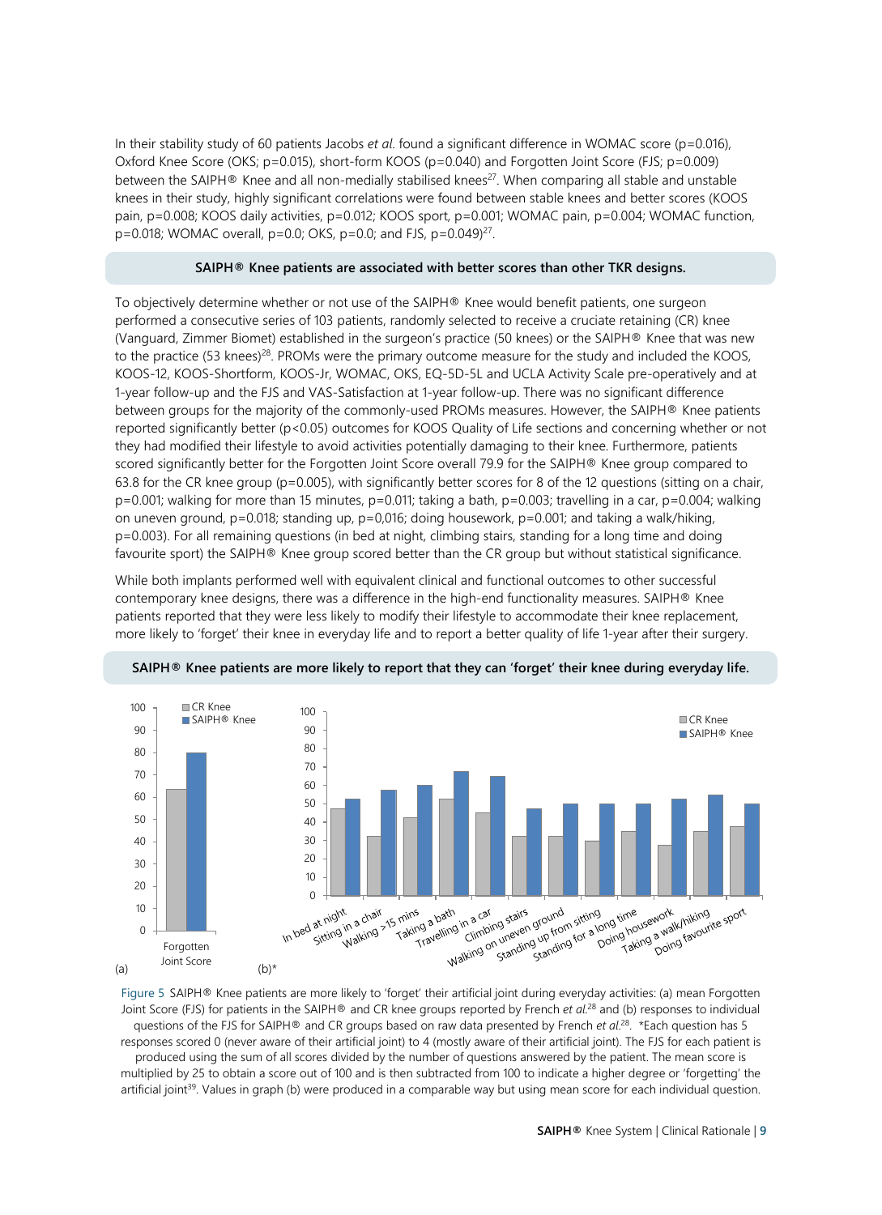In their stability study of 60 patients Jacobs *et al.* found a significant difference in WOMAC score (p=0.016), Oxford Knee Score (OKS; p=0.015), short-form KOOS (p=0.040) and Forgotten Joint Score (FJS; p=0.009) between the SAIPH® Knee and all non-medially stabilised knees[27]. When comparing all stable and unstable knees in their study, highly significant correlations were found between stable knees and better scores (KOOS pain, p=0.008; KOOS daily activities, p=0.012; KOOS sport, p=0.001; WOMAC pain, p=0.004; WOMAC function, p=0.018; WOMAC overall, p=0.0; OKS, p=0.0; and FJS, p=0.049)[27].

**SAIPH® Knee patients are associated with better scores than other TKR designs.**

To objectively determine whether or not use of the SAIPH® Knee would benefit patients, one surgeon performed a consecutive series of 103 patients, randomly selected to receive a cruciate retaining (CR) knee (Vanguard, Zimmer Biomet) established in the surgeon's practice (50 knees) or the SAIPH® Knee that was new to the practice (53 knees)[28]. PROMs were the primary outcome measure for the study and included the KOOS, KOOS-12, KOOS-Shortform, KOOS-Jr, WOMAC, OKS, EQ-5D-5L and UCLA Activity Scale pre-operatively and at 1-year follow-up and the FJS and VAS-Satisfaction at 1-year follow-up. There was no significant difference between groups for the majority of the commonly-used PROMs measures. However, the SAIPH® Knee patients reported significantly better (p<0.05) outcomes for KOOS Quality of Life sections and concerning whether or not they had modified their lifestyle to avoid activities potentially damaging to their knee. Furthermore, patients scored significantly better for the Forgotten Joint Score overall 79.9 for the SAIPH® Knee group compared to 63.8 for the CR knee group (p=0.005), with significantly better scores for 8 of the 12 questions (sitting on a chair, p=0.001; walking for more than 15 minutes, p=0.011; taking a bath, p=0.003; travelling in a car, p=0.004; walking on uneven ground, p=0.018; standing up, p=0,016; doing housework, p=0.001; and taking a walk/hiking, p=0.003). For all remaining questions (in bed at night, climbing stairs, standing for a long time and doing favourite sport) the SAIPH® Knee group scored better than the CR group but without statistical significance.

While both implants performed well with equivalent clinical and functional outcomes to other successful contemporary knee designs, there was a difference in the high-end functionality measures. SAIPH® Knee patients reported that they were less likely to modify their lifestyle to accommodate their knee replacement, more likely to 'forget' their knee in everyday life and to report a better quality of life 1-year after their surgery.

**SAIPH® Knee patients are more likely to report that they can 'forget' their knee during everyday life.**

Figure 5 SAIPH® Knee patients are more likely to 'forget' their artificial joint during everyday activities: (a) mean Forgotten Joint Score (FJS) for patients in the SAIPH® and CR knee groups reported by French *et al.*[28] and (b) responses to individual questions of the FJS for SAIPH® and CR groups based on raw data presented by French *et al.*[28]. *Each question has 5 responses scored 0 (never aware of their artificial joint) to 4 (mostly aware of their artificial joint). The FJS for each patient is produced using the sum of all scores divided by the number of questions answered by the patient. The mean score is multiplied by 25 to obtain a score out of 100 and is then subtracted from 100 to indicate a higher degree or 'forgetting' the artificial joint[39]. Values in graph (b) were produced in a comparable way but using mean score for each individual question.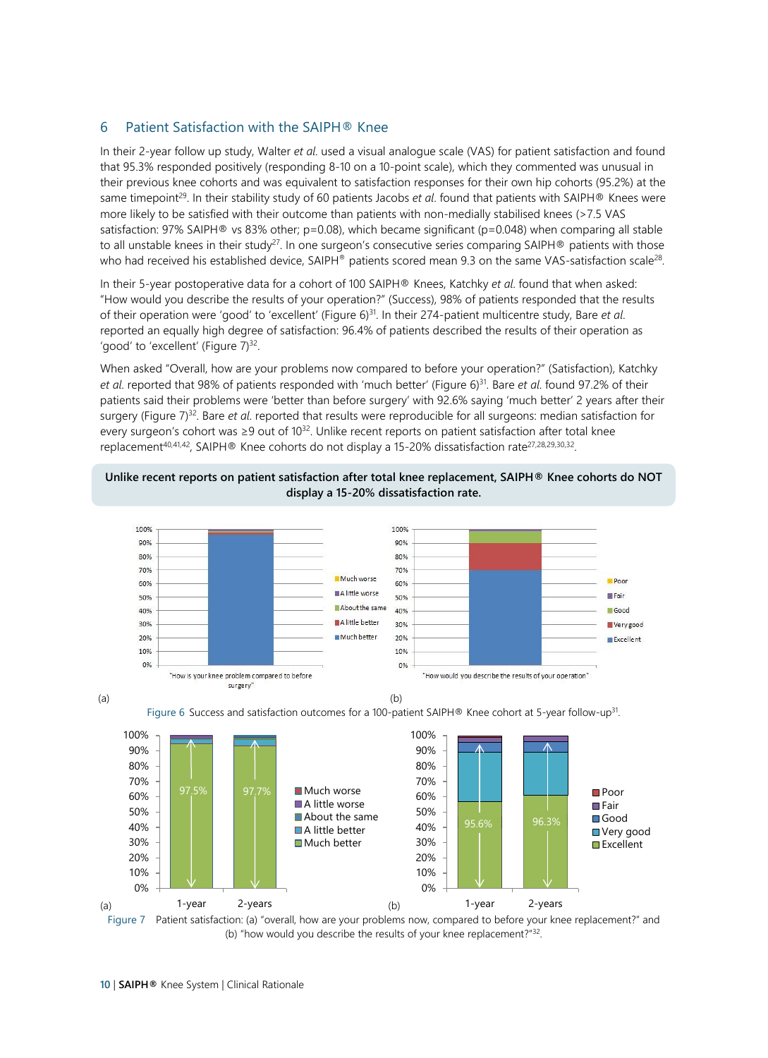## 6 Patient Satisfaction with the SAIPH® Knee

In their 2-year follow up study, Walter *et al.* used a visual analogue scale (VAS) for patient satisfaction and found that 95.3% responded positively (responding 8-10 on a 10-point scale), which they commented was unusual in their previous knee cohorts and was equivalent to satisfaction responses for their own hip cohorts (95.2%) at the same timepoint[29]. In their stability study of 60 patients Jacobs *et al.* found that patients with SAIPH® Knees were more likely to be satisfied with their outcome than patients with non-medially stabilised knees (>7.5 VAS satisfaction: 97% SAIPH® vs 83% other; p=0.08), which became significant (p=0.048) when comparing all stable to all unstable knees in their study[27]. In one surgeon's consecutive series comparing SAIPH® patients with those who had received his established device, SAIPH® patients scored mean 9.3 on the same VAS-satisfaction scale[28].

In their 5-year postoperative data for a cohort of 100 SAIPH® Knees, Katchky *et al.* found that when asked: "How would you describe the results of your operation?" (Success), 98% of patients responded that the results of their operation were 'good' to 'excellent' (Figure 6)[31]. In their 274-patient multicentre study, Bare *et al.* reported an equally high degree of satisfaction: 96.4% of patients described the results of their operation as 'good' to 'excellent' (Figure 7)[32].

When asked "Overall, how are your problems now compared to before your operation?" (Satisfaction), Katchky *et al.* reported that 98% of patients responded with 'much better' (Figure 6)[31]. Bare *et al.* found 97.2% of their patients said their problems were 'better than before surgery' with 92.6% saying 'much better' 2 years after their surgery (Figure 7)[32]. Bare *et al.* reported that results were reproducible for all surgeons: median satisfaction for every surgeon's cohort was ≥9 out of 10[32]. Unlike recent reports on patient satisfaction after total knee replacement[40,41,42], SAIPH® Knee cohorts do not display a 15-20% dissatisfaction rate[27,28,29,30,32].

**Unlike recent reports on patient satisfaction after total knee replacement, SAIPH® Knee cohorts do NOT display a 15-20% dissatisfaction rate.**

Figure 6 Success and satisfaction outcomes for a 100-patient SAIPH® Knee cohort at 5-year follow-up[31].

Figure 7 Patient satisfaction: (a) "overall, how are your problems now, compared to before your knee replacement?" and (b) "how would you describe the results of your knee replacement?"[32].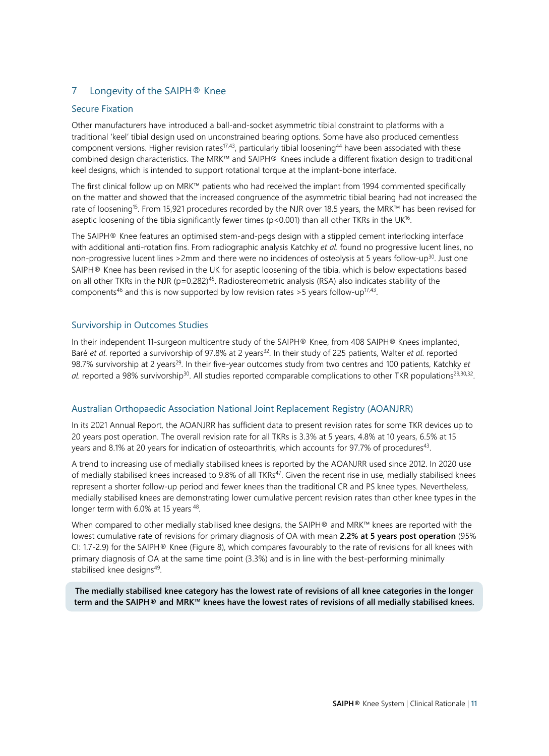## 7 Longevity of the SAIPH® Knee

### Secure Fixation

Other manufacturers have introduced a ball-and-socket asymmetric tibial constraint to platforms with a traditional 'keel' tibial design used on unconstrained bearing options. Some have also produced cementless component versions. Higher revision rates[17,43], particularly tibial loosening[44] have been associated with these combined design characteristics. The MRK™ and SAIPH® Knees include a different fixation design to traditional keel designs, which is intended to support rotational torque at the implant-bone interface.

The first clinical follow up on MRK™ patients who had received the implant from 1994 commented specifically on the matter and showed that the increased congruence of the asymmetric tibial bearing had not increased the rate of loosening[15]. From 15,921 procedures recorded by the NJR over 18.5 years, the MRK™ has been revised for aseptic loosening of the tibia significantly fewer times ($p<0.001$) than all other TKRs in the UK[16].

The SAIPH® Knee features an optimised stem-and-pegs design with a stippled cement interlocking interface with additional anti-rotation fins. From radiographic analysis Katchky *et al.* found no progressive lucent lines, no non-progressive lucent lines >2mm and there were no incidences of osteolysis at 5 years follow-up[30]. Just one SAIPH® Knee has been revised in the UK for aseptic loosening of the tibia, which is below expectations based on all other TKRs in the NJR ($p=0.282$)[45]. Radiostereometric analysis (RSA) also indicates stability of the components[46] and this is now supported by low revision rates >5 years follow-up[17,43].

### Survivorship in Outcomes Studies

In their independent 11-surgeon multicentre study of the SAIPH® Knee, from 408 SAIPH® Knees implanted, Baré *et al.* reported a survivorship of 97.8% at 2 years[32]. In their study of 225 patients, Walter *et al.* reported 98.7% survivorship at 2 years[29]. In their five-year outcomes study from two centres and 100 patients, Katchky *et al.* reported a 98% survivorship[30]. All studies reported comparable complications to other TKR populations[29,30,32].

### Australian Orthopaedic Association National Joint Replacement Registry (AOANJRR)

In its 2021 Annual Report, the AOANJRR has sufficient data to present revision rates for some TKR devices up to 20 years post operation. The overall revision rate for all TKRs is 3.3% at 5 years, 4.8% at 10 years, 6.5% at 15 years and 8.1% at 20 years for indication of osteoarthritis, which accounts for 97.7% of procedures[43].

A trend to increasing use of medially stabilised knees is reported by the AOANJRR used since 2012. In 2020 use of medially stabilised knees increased to 9.8% of all TKRs[47]. Given the recent rise in use, medially stabilised knees represent a shorter follow-up period and fewer knees than the traditional CR and PS knee types. Nevertheless, medially stabilised knees are demonstrating lower cumulative percent revision rates than other knee types in the longer term with 6.0% at 15 years[48].

When compared to other medially stabilised knee designs, the SAIPH® and MRK™ knees are reported with the lowest cumulative rate of revisions for primary diagnosis of OA with mean **2.2% at 5 years post operation** (95% CI: 1.7-2.9) for the SAIPH® Knee (Figure 8), which compares favourably to the rate of revisions for all knees with primary diagnosis of OA at the same time point (3.3%) and is in line with the best-performing minimally stabilised knee designs[49].

**The medially stabilised knee category has the lowest rate of revisions of all knee categories in the longer term and the SAIPH® and MRK™ knees have the lowest rates of revisions of all medially stabilised knees.**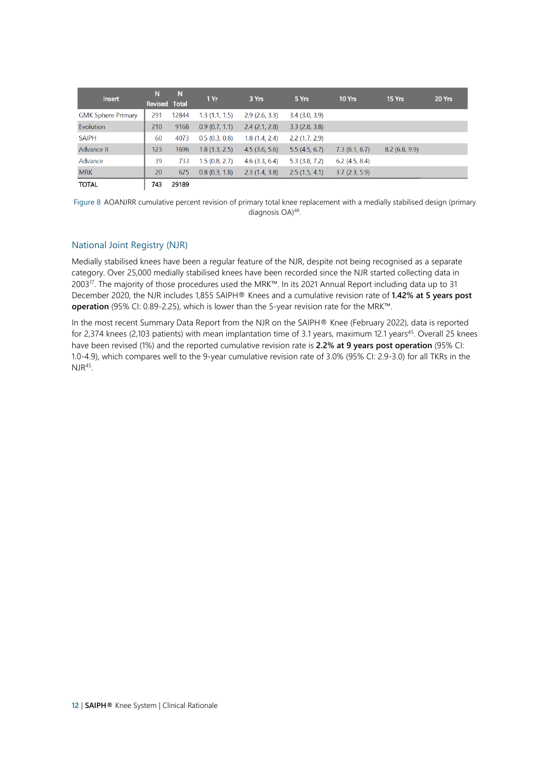| Insert | N Revised | N Total | 1 Yr | 3 Yrs | 5 Yrs | 10 Yrs | 15 Yrs | 20 Yrs |
|---|---|---|---|---|---|---|---|---|
| GMK Sphere Primary | 291 | 12844 | 1.3 (1.1, 1.5) | 2.9 (2.6, 3.3) | 3.4 (3.0, 3.9) | | | |
| Evolution | 210 | 9168 | 0.9 (0.7, 1.1) | 2.4 (2.1, 2.8) | 3.3 (2.8, 3.8) | | | |
| SAIPH | 60 | 4073 | 0.5 (0.3, 0.8) | 1.8 (1.4, 2.4) | 2.2 (1.7, 2.9) | | | |
| Advance II | 123 | 1696 | 1.8 (1.3, 2.5) | 4.5 (3.6, 5.6) | 5.5 (4.5, 6.7) | 7.3 (6.1, 8.7) | 8.2 (6.8, 9.9) | |
| Advance | 39 | 733 | 1.5 (0.8, 2.7) | 4.6 (3.3, 6.4) | 5.3 (3.8, 7.2) | 6.2 (4.5, 8.4) | | |
| MRK | 20 | 675 | 0.8 (0.3, 1.8) | 2.3 (1.4, 3.8) | 2.5 (1.5, 4.1) | 3.7 (2.3, 5.9) | | |
| TOTAL | 743 | 29189 | | | | | | |

Figure 8 AOANJRR cumulative percent revision of primary total knee replacement with a medially stabilised design (primary diagnosis OA)[49].

## National Joint Registry (NJR)

Medially stabilised knees have been a regular feature of the NJR, despite not being recognised as a separate category. Over 25,000 medially stabilised knees have been recorded since the NJR started collecting data in 2003[17]. The majority of those procedures used the MRK™. In its 2021 Annual Report including data up to 31 December 2020, the NJR includes 1,855 SAIPH® Knees and a cumulative revision rate of **1.42% at 5 years post operation** (95% CI: 0.89-2.25), which is lower than the 5-year revision rate for the MRK™.

In the most recent Summary Data Report from the NJR on the SAIPH® Knee (February 2022), data is reported for 2,374 knees (2,103 patients) with mean implantation time of 3.1 years, maximum 12.1 years[45]. Overall 25 knees have been revised (1%) and the reported cumulative revision rate is **2.2% at 9 years post operation** (95% CI: 1.0-4.9), which compares well to the 9-year cumulative revision rate of 3.0% (95% CI: 2.9-3.0) for all TKRs in the NJR[45].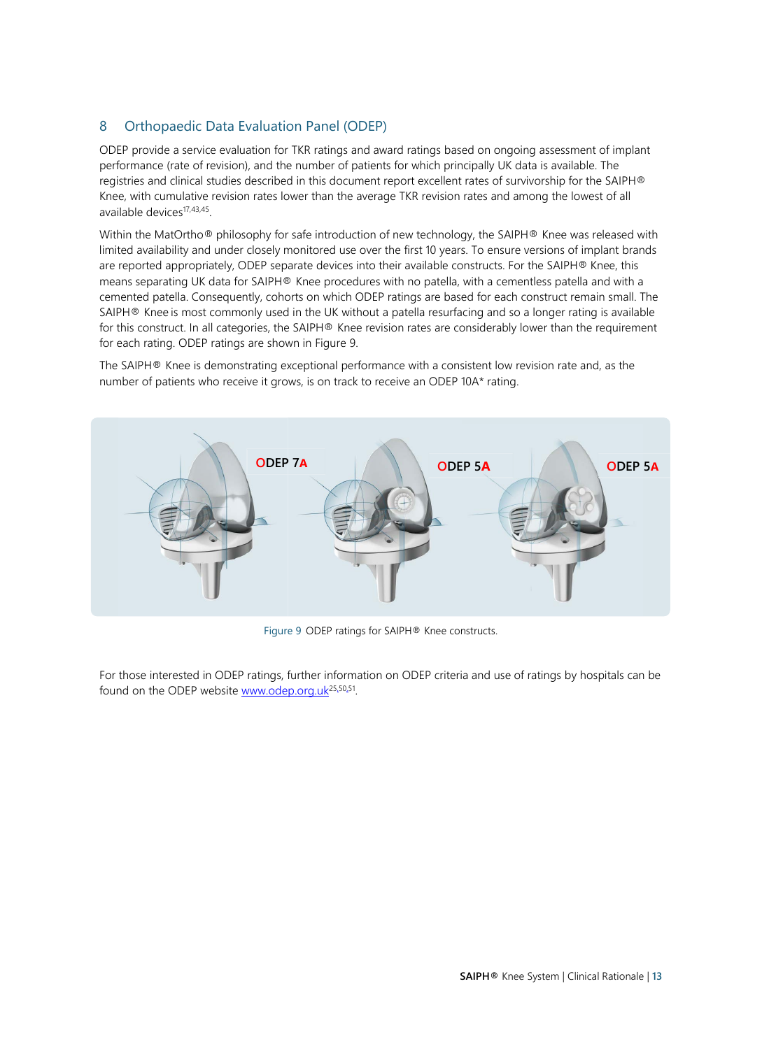## 8 Orthopaedic Data Evaluation Panel (ODEP)

ODEP provide a service evaluation for TKR ratings and award ratings based on ongoing assessment of implant performance (rate of revision), and the number of patients for which principally UK data is available. The registries and clinical studies described in this document report excellent rates of survivorship for the SAIPH® Knee, with cumulative revision rates lower than the average TKR revision rates and among the lowest of all available devices[17,43,45].

Within the MatOrtho® philosophy for safe introduction of new technology, the SAIPH® Knee was released with limited availability and under closely monitored use over the first 10 years. To ensure versions of implant brands are reported appropriately, ODEP separate devices into their available constructs. For the SAIPH® Knee, this means separating UK data for SAIPH® Knee procedures with no patella, with a cementless patella and with a cemented patella. Consequently, cohorts on which ODEP ratings are based for each construct remain small. The SAIPH® Knee is most commonly used in the UK without a patella resurfacing and so a longer rating is available for this construct. In all categories, the SAIPH® Knee revision rates are considerably lower than the requirement for each rating. ODEP ratings are shown in Figure 9.

The SAIPH® Knee is demonstrating exceptional performance with a consistent low revision rate and, as the number of patients who receive it grows, is on track to receive an ODEP 10A* rating.

ODEP 7A | ODEP 5A | ODEP 5A

Figure 9 ODEP ratings for SAIPH® Knee constructs.

For those interested in ODEP ratings, further information on ODEP criteria and use of ratings by hospitals can be found on the ODEP website www.odep.org.uk[25,50,51].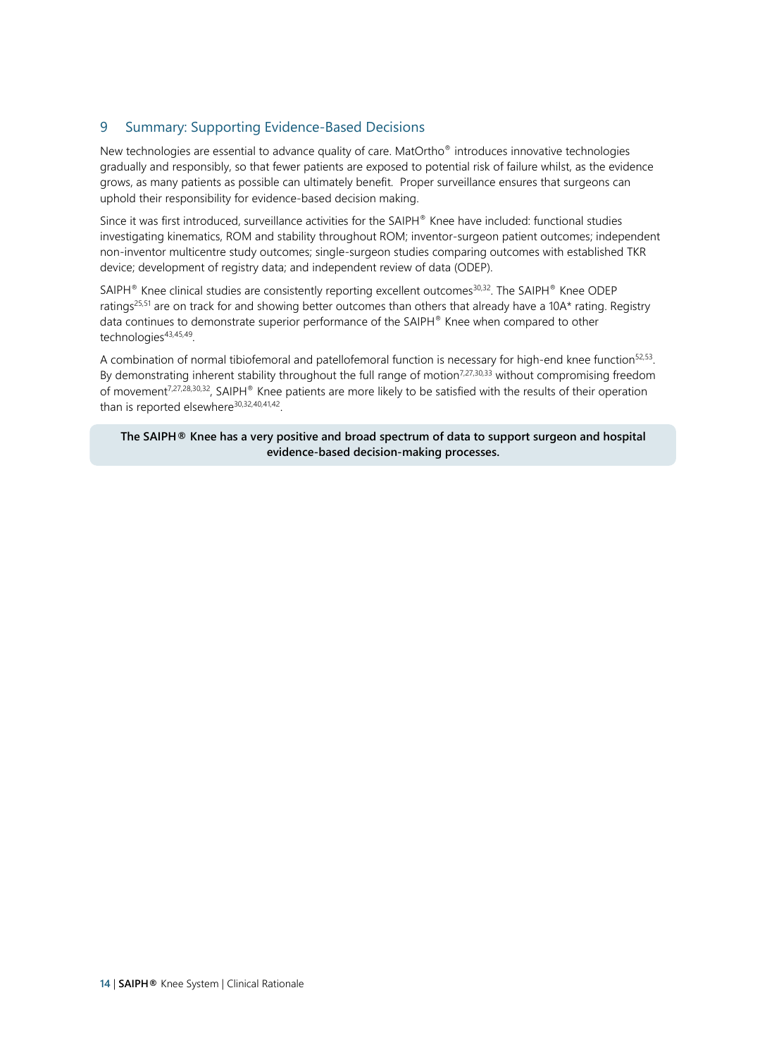## 9 Summary: Supporting Evidence-Based Decisions

New technologies are essential to advance quality of care. MatOrtho® introduces innovative technologies gradually and responsibly, so that fewer patients are exposed to potential risk of failure whilst, as the evidence grows, as many patients as possible can ultimately benefit. Proper surveillance ensures that surgeons can uphold their responsibility for evidence-based decision making.

Since it was first introduced, surveillance activities for the SAIPH® Knee have included: functional studies investigating kinematics, ROM and stability throughout ROM; inventor-surgeon patient outcomes; independent non-inventor multicentre study outcomes; single-surgeon studies comparing outcomes with established TKR device; development of registry data; and independent review of data (ODEP).

SAIPH® Knee clinical studies are consistently reporting excellent outcomes[30,32]. The SAIPH® Knee ODEP ratings[25,51] are on track for and showing better outcomes than others that already have a 10A* rating. Registry data continues to demonstrate superior performance of the SAIPH® Knee when compared to other technologies[43,45,49].

A combination of normal tibiofemoral and patellofemoral function is necessary for high-end knee function[52,53]. By demonstrating inherent stability throughout the full range of motion[7,27,30,33] without compromising freedom of movement[7,27,28,30,32], SAIPH® Knee patients are more likely to be satisfied with the results of their operation than is reported elsewhere[30,32,40,41,42].

**The SAIPH® Knee has a very positive and broad spectrum of data to support surgeon and hospital evidence-based decision-making processes.**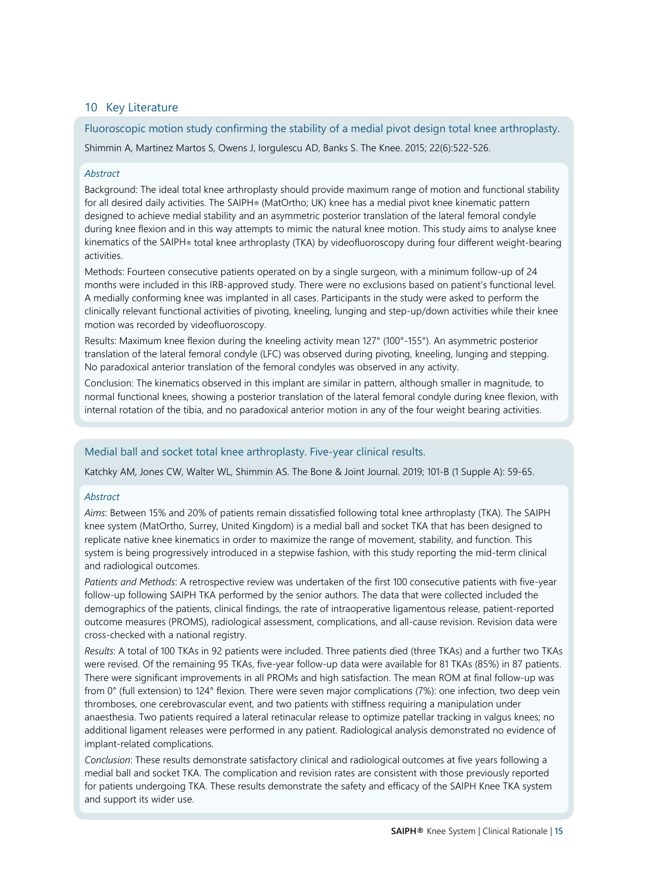## 10 Key Literature

### Fluoroscopic motion study confirming the stability of a medial pivot design total knee arthroplasty.

Shimmin A, Martinez Martos S, Owens J, Iorgulescu AD, Banks S. The Knee. 2015; 22(6):522-526.

*Abstract*

Background: The ideal total knee arthroplasty should provide maximum range of motion and functional stability for all desired daily activities. The SAIPH® (MatOrtho; UK) knee has a medial pivot knee kinematic pattern designed to achieve medial stability and an asymmetric posterior translation of the lateral femoral condyle during knee flexion and in this way attempts to mimic the natural knee motion. This study aims to analyse knee kinematics of the SAIPH® total knee arthroplasty (TKA) by videofluoroscopy during four different weight-bearing activities.

Methods: Fourteen consecutive patients operated on by a single surgeon, with a minimum follow-up of 24 months were included in this IRB-approved study. There were no exclusions based on patient's functional level. A medially conforming knee was implanted in all cases. Participants in the study were asked to perform the clinically relevant functional activities of pivoting, kneeling, lunging and step-up/down activities while their knee motion was recorded by videofluoroscopy.

Results: Maximum knee flexion during the kneeling activity mean 127° (100°-155°). An asymmetric posterior translation of the lateral femoral condyle (LFC) was observed during pivoting, kneeling, lunging and stepping. No paradoxical anterior translation of the femoral condyles was observed in any activity.

Conclusion: The kinematics observed in this implant are similar in pattern, although smaller in magnitude, to normal functional knees, showing a posterior translation of the lateral femoral condyle during knee flexion, with internal rotation of the tibia, and no paradoxical anterior motion in any of the four weight bearing activities.

### Medial ball and socket total knee arthroplasty. Five-year clinical results.

Katchky AM, Jones CW, Walter WL, Shimmin AS. The Bone & Joint Journal. 2019; 101-B (1 Supple A): 59-65.

*Abstract*

*Aims*: Between 15% and 20% of patients remain dissatisfied following total knee arthroplasty (TKA). The SAIPH knee system (MatOrtho, Surrey, United Kingdom) is a medial ball and socket TKA that has been designed to replicate native knee kinematics in order to maximize the range of movement, stability, and function. This system is being progressively introduced in a stepwise fashion, with this study reporting the mid-term clinical and radiological outcomes.

*Patients and Methods*: A retrospective review was undertaken of the first 100 consecutive patients with five-year follow-up following SAIPH TKA performed by the senior authors. The data that were collected included the demographics of the patients, clinical findings, the rate of intraoperative ligamentous release, patient-reported outcome measures (PROMS), radiological assessment, complications, and all-cause revision. Revision data were cross-checked with a national registry.

*Results*: A total of 100 TKAs in 92 patients were included. Three patients died (three TKAs) and a further two TKAs were revised. Of the remaining 95 TKAs, five-year follow-up data were available for 81 TKAs (85%) in 87 patients. There were significant improvements in all PROMs and high satisfaction. The mean ROM at final follow-up was from 0° (full extension) to 124° flexion. There were seven major complications (7%): one infection, two deep vein thromboses, one cerebrovascular event, and two patients with stiffness requiring a manipulation under anaesthesia. Two patients required a lateral retinacular release to optimize patellar tracking in valgus knees; no additional ligament releases were performed in any patient. Radiological analysis demonstrated no evidence of implant-related complications.

*Conclusion*: These results demonstrate satisfactory clinical and radiological outcomes at five years following a medial ball and socket TKA. The complication and revision rates are consistent with those previously reported for patients undergoing TKA. These results demonstrate the safety and efficacy of the SAIPH Knee TKA system and support its wider use.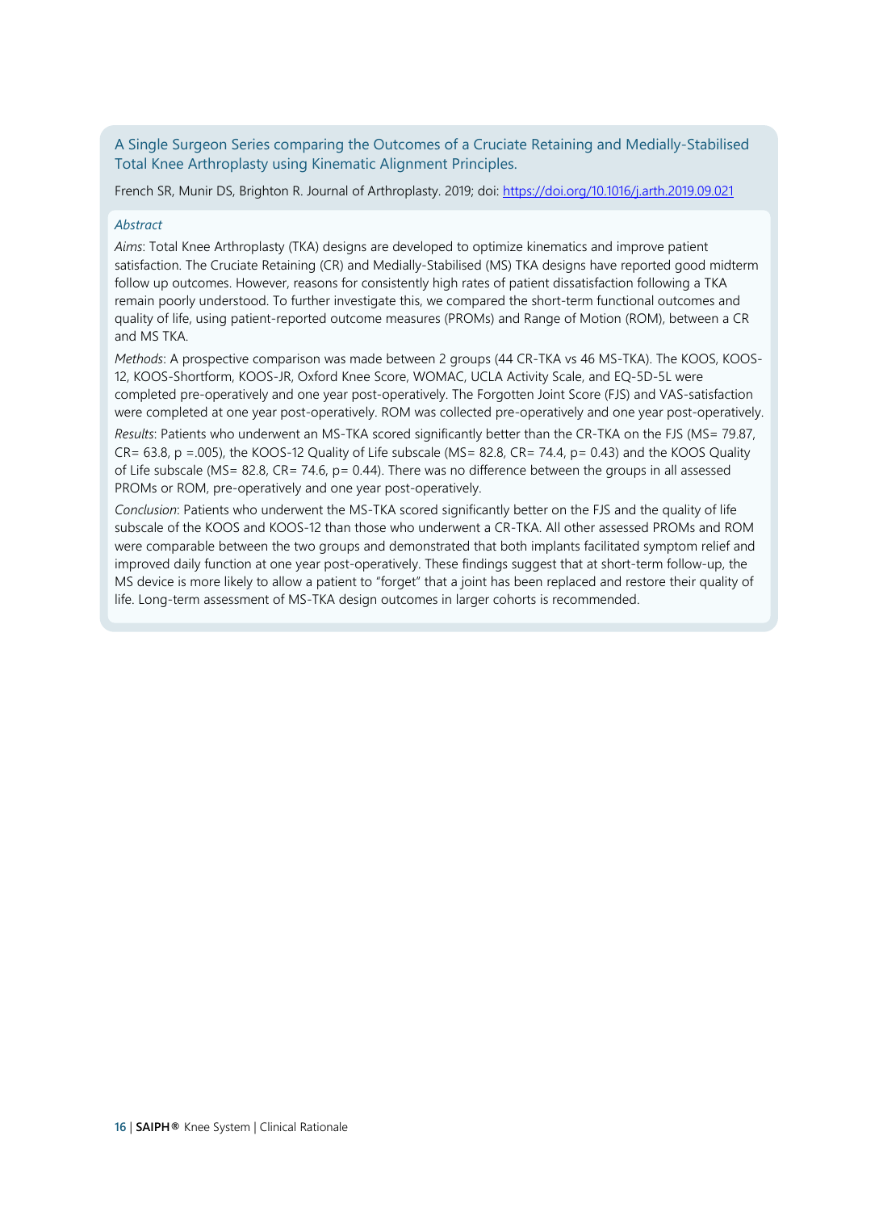## A Single Surgeon Series comparing the Outcomes of a Cruciate Retaining and Medially-Stabilised Total Knee Arthroplasty using Kinematic Alignment Principles.

French SR, Munir DS, Brighton R. Journal of Arthroplasty. 2019; doi: [https://doi.org/10.1016/j.arth.2019.09.021](https://doi.org/10.1016/j.arth.2019.09.021)

*Abstract*

*Aims*: Total Knee Arthroplasty (TKA) designs are developed to optimize kinematics and improve patient satisfaction. The Cruciate Retaining (CR) and Medially-Stabilised (MS) TKA designs have reported good midterm follow up outcomes. However, reasons for consistently high rates of patient dissatisfaction following a TKA remain poorly understood. To further investigate this, we compared the short-term functional outcomes and quality of life, using patient-reported outcome measures (PROMs) and Range of Motion (ROM), between a CR and MS TKA.

*Methods*: A prospective comparison was made between 2 groups (44 CR-TKA vs 46 MS-TKA). The KOOS, KOOS-12, KOOS-Shortform, KOOS-JR, Oxford Knee Score, WOMAC, UCLA Activity Scale, and EQ-5D-5L were completed pre-operatively and one year post-operatively. The Forgotten Joint Score (FJS) and VAS-satisfaction were completed at one year post-operatively. ROM was collected pre-operatively and one year post-operatively.

*Results*: Patients who underwent an MS-TKA scored significantly better than the CR-TKA on the FJS (MS= 79.87, CR= 63.8, $p = .005$), the KOOS-12 Quality of Life subscale (MS= 82.8, CR= 74.4, $p = 0.43$) and the KOOS Quality of Life subscale (MS= 82.8, CR= 74.6, $p = 0.44$). There was no difference between the groups in all assessed PROMs or ROM, pre-operatively and one year post-operatively.

*Conclusion*: Patients who underwent the MS-TKA scored significantly better on the FJS and the quality of life subscale of the KOOS and KOOS-12 than those who underwent a CR-TKA. All other assessed PROMs and ROM were comparable between the two groups and demonstrated that both implants facilitated symptom relief and improved daily function at one year post-operatively. These findings suggest that at short-term follow-up, the MS device is more likely to allow a patient to “forget” that a joint has been replaced and restore their quality of life. Long-term assessment of MS-TKA design outcomes in larger cohorts is recommended.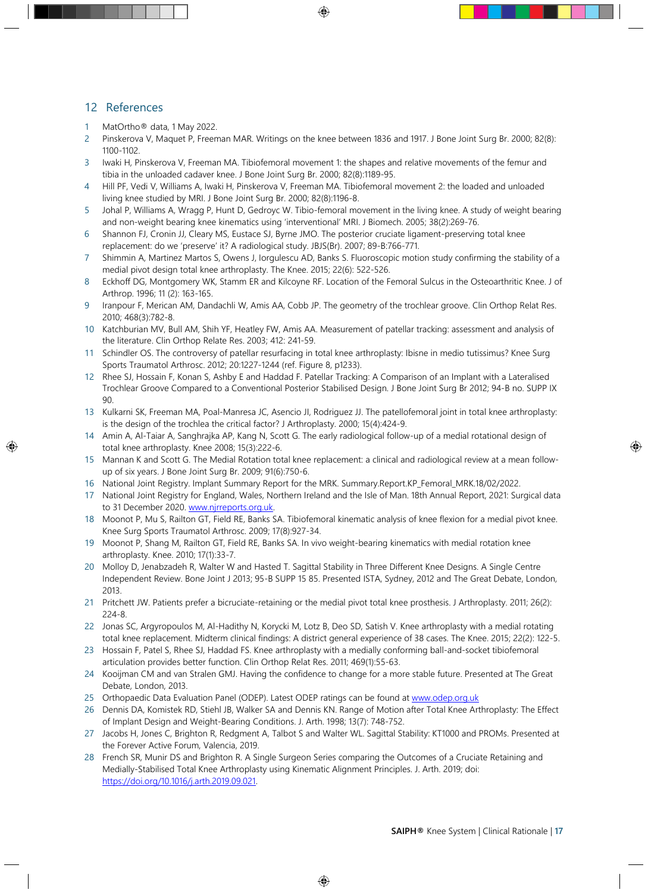## 12 References

1. MatOrtho® data, 1 May 2022.
2. Pinskerova V, Maquet P, Freeman MAR. Writings on the knee between 1836 and 1917. J Bone Joint Surg Br. 2000; 82(8): 1100-1102.
3. Iwaki H, Pinskerova V, Freeman MA. Tibiofemoral movement 1: the shapes and relative movements of the femur and tibia in the unloaded cadaver knee. J Bone Joint Surg Br. 2000; 82(8):1189-95.
4. Hill PF, Vedi V, Williams A, Iwaki H, Pinskerova V, Freeman MA. Tibiofemoral movement 2: the loaded and unloaded living knee studied by MRI. J Bone Joint Surg Br. 2000; 82(8):1196-8.
5. Johal P, Williams A, Wragg P, Hunt D, Gedroyc W. Tibio-femoral movement in the living knee. A study of weight bearing and non-weight bearing knee kinematics using 'interventional' MRI. J Biomech. 2005; 38(2):269-76.
6. Shannon FJ, Cronin JJ, Cleary MS, Eustace SJ, Byrne JMO. The posterior cruciate ligament-preserving total knee replacement: do we 'preserve' it? A radiological study. JBJS(Br). 2007; 89-B:766-771.
7. Shimmin A, Martinez Martos S, Owens J, Iorgulescu AD, Banks S. Fluoroscopic motion study confirming the stability of a medial pivot design total knee arthroplasty. The Knee. 2015; 22(6): 522-526.
8. Eckhoff DG, Montgomery WK, Stamm ER and Kilcoyne RF. Location of the Femoral Sulcus in the Osteoarthritic Knee. J of Arthrop. 1996; 11 (2): 163-165.
9. Iranpour F, Merican AM, Dandachli W, Amis AA, Cobb JP. The geometry of the trochlear groove. Clin Orthop Relat Res. 2010; 468(3):782-8.
10. Katchburian MV, Bull AM, Shih YF, Heatley FW, Amis AA. Measurement of patellar tracking: assessment and analysis of the literature. Clin Orthop Relate Res. 2003; 412: 241-59.
11. Schindler OS. The controversy of patellar resurfacing in total knee arthroplasty: Ibisne in medio tutissimus? Knee Surg Sports Traumatol Arthrosc. 2012; 20:1227-1244 (ref. Figure 8, p1233).
12. Rhee SJ, Hossain F, Konan S, Ashby E and Haddad F. Patellar Tracking: A Comparison of an Implant with a Lateralised Trochlear Groove Compared to a Conventional Posterior Stabilised Design. J Bone Joint Surg Br 2012; 94-B no. SUPP IX 90.
13. Kulkarni SK, Freeman MA, Poal-Manresa JC, Asencio JI, Rodriguez JJ. The patellofemoral joint in total knee arthroplasty: is the design of the trochlea the critical factor? J Arthroplasty. 2000; 15(4):424-9.
14. Amin A, Al-Taiar A, Sanghrajka AP, Kang N, Scott G. The early radiological follow-up of a medial rotational design of total knee arthroplasty. Knee 2008; 15(3):222-6.
15. Mannan K and Scott G. The Medial Rotation total knee replacement: a clinical and radiological review at a mean follow-up of six years. J Bone Joint Surg Br. 2009; 91(6):750-6.
16. National Joint Registry. Implant Summary Report for the MRK. Summary.Report.KP_Femoral_MRK.18/02/2022.
17. National Joint Registry for England, Wales, Northern Ireland and the Isle of Man. 18th Annual Report, 2021: Surgical data to 31 December 2020. www.njrreports.org.uk.
18. Moonot P, Mu S, Railton GT, Field RE, Banks SA. Tibiofemoral kinematic analysis of knee flexion for a medial pivot knee. Knee Surg Sports Traumatol Arthrosc. 2009; 17(8):927-34.
19. Moonot P, Shang M, Railton GT, Field RE, Banks SA. In vivo weight-bearing kinematics with medial rotation knee arthroplasty. Knee. 2010; 17(1):33-7.
20. Molloy D, Jenabzadeh R, Walter W and Hasted T. Sagittal Stability in Three Different Knee Designs. A Single Centre Independent Review. Bone Joint J 2013; 95-B SUPP 15 85. Presented ISTA, Sydney, 2012 and The Great Debate, London, 2013.
21. Pritchett JW. Patients prefer a bicruciate-retaining or the medial pivot total knee prosthesis. J Arthroplasty. 2011; 26(2): 224-8.
22. Jonas SC, Argyropoulos M, Al-Hadithy N, Korycki M, Lotz B, Deo SD, Satish V. Knee arthroplasty with a medial rotating total knee replacement. Midterm clinical findings: A district general experience of 38 cases. The Knee. 2015; 22(2): 122-5.
23. Hossain F, Patel S, Rhee SJ, Haddad FS. Knee arthroplasty with a medially conforming ball-and-socket tibiofemoral articulation provides better function. Clin Orthop Relat Res. 2011; 469(1):55-63.
24. Kooijman CM and van Stralen GMJ. Having the confidence to change for a more stable future. Presented at The Great Debate, London, 2013.
25. Orthopaedic Data Evaluation Panel (ODEP). Latest ODEP ratings can be found at www.odep.org.uk
26. Dennis DA, Komistek RD, Stiehl JB, Walker SA and Dennis KN. Range of Motion after Total Knee Arthroplasty: The Effect of Implant Design and Weight-Bearing Conditions. J. Arth. 1998; 13(7): 748-752.
27. Jacobs H, Jones C, Brighton R, Redgment A, Talbot S and Walter WL. Sagittal Stability: KT1000 and PROMs. Presented at the Forever Active Forum, Valencia, 2019.
28. French SR, Munir DS and Brighton R. A Single Surgeon Series comparing the Outcomes of a Cruciate Retaining and Medially-Stabilised Total Knee Arthroplasty using Kinematic Alignment Principles. J. Arth. 2019; doi: https://doi.org/10.1016/j.arth.2019.09.021.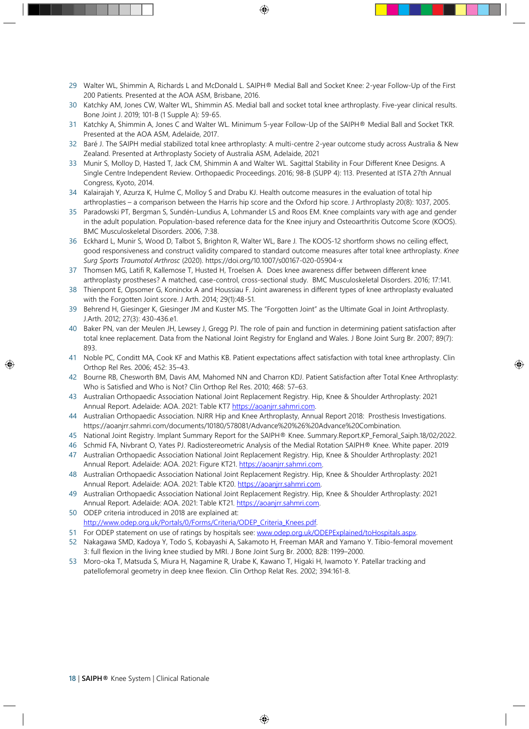29 Walter WL, Shimmin A, Richards L and McDonald L. SAIPH® Medial Ball and Socket Knee: 2-year Follow-Up of the First 200 Patients. Presented at the AOA ASM, Brisbane, 2016.

30 Katchky AM, Jones CW, Walter WL, Shimmin AS. Medial ball and socket total knee arthroplasty. Five-year clinical results. Bone Joint J. 2019; 101-B (1 Supple A): 59-65.

31 Katchky A, Shimmin A, Jones C and Walter WL. Minimum 5-year Follow-Up of the SAIPH® Medial Ball and Socket TKR. Presented at the AOA ASM, Adelaide, 2017.

32 Baré J. The SAIPH medial stabilized total knee arthroplasty: A multi-centre 2-year outcome study across Australia & New Zealand. Presented at Arthroplasty Society of Australia ASM, Adelaide, 2021

33 Munir S, Molloy D, Hasted T, Jack CM, Shimmin A and Walter WL. Sagittal Stability in Four Different Knee Designs. A Single Centre Independent Review. Orthopaedic Proceedings. 2016; 98-B (SUPP 4): 113. Presented at ISTA 27th Annual Congress, Kyoto, 2014.

34 Kalairajah Y, Azurza K, Hulme C, Molloy S and Drabu KJ. Health outcome measures in the evaluation of total hip arthroplasties – a comparison between the Harris hip score and the Oxford hip score. J Arthroplasty 20(8): 1037, 2005.

35 Paradowski PT, Bergman S, Sundén-Lundius A, Lohmander LS and Roos EM. Knee complaints vary with age and gender in the adult population. Population-based reference data for the Knee injury and Osteoarthritis Outcome Score (KOOS). BMC Musculoskeletal Disorders. 2006, 7:38.

36 Eckhard L, Munir S, Wood D, Talbot S, Brighton R, Walter WL, Bare J. The KOOS-12 shortform shows no ceiling effect, good responsiveness and construct validity compared to standard outcome measures after total knee arthroplasty. *Knee Surg Sports Traumatol Arthrosc* (2020). https://doi.org/10.1007/s00167-020-05904-x

37 Thomsen MG, Latifi R, Kallemose T, Husted H, Troelsen A. Does knee awareness differ between different knee arthroplasty prostheses? A matched, case-control, cross-sectional study. BMC Musculoskeletal Disorders. 2016; 17:141.

38 Thienpont E, Opsomer G, Koninckx A and Houssiau F. Joint awareness in different types of knee arthroplasty evaluated with the Forgotten Joint score. J Arth. 2014; 29(1):48-51.

39 Behrend H, Giesinger K, Giesinger JM and Kuster MS. The "Forgotten Joint" as the Ultimate Goal in Joint Arthroplasty. J.Arth. 2012; 27(3): 430-436.e1.

40 Baker PN, van der Meulen JH, Lewsey J, Gregg PJ. The role of pain and function in determining patient satisfaction after total knee replacement. Data from the National Joint Registry for England and Wales. J Bone Joint Surg Br. 2007; 89(7): 893.

41 Noble PC, Conditt MA, Cook KF and Mathis KB. Patient expectations affect satisfaction with total knee arthroplasty. Clin Orthop Rel Res. 2006; 452: 35–43.

42 Bourne RB, Chesworth BM, Davis AM, Mahomed NN and Charron KDJ. Patient Satisfaction after Total Knee Arthroplasty: Who is Satisfied and Who is Not? Clin Orthop Rel Res. 2010; 468: 57–63.

43 Australian Orthopaedic Association National Joint Replacement Registry. Hip, Knee & Shoulder Arthroplasty: 2021 Annual Report. Adelaide: AOA. 2021: Table KT7 https://aoanjrr.sahmri.com.

44 Australian Orthopaedic Association. NJRR Hip and Knee Arthroplasty, Annual Report 2018: Prosthesis Investigations. https://aoanjrr.sahmri.com/documents/10180/578081/Advance%20%26%20Advance%20Combination.

45 National Joint Registry. Implant Summary Report for the SAIPH® Knee. Summary.Report.KP_Femoral_Saiph.18/02/2022.

46 Schmid FA, Nivbrant O, Yates PJ. Radiostereometric Analysis of the Medial Rotation SAIPH® Knee. White paper. 2019

47 Australian Orthopaedic Association National Joint Replacement Registry. Hip, Knee & Shoulder Arthroplasty: 2021 Annual Report. Adelaide: AOA. 2021: Figure KT21. https://aoanjrr.sahmri.com.

48 Australian Orthopaedic Association National Joint Replacement Registry. Hip, Knee & Shoulder Arthroplasty: 2021 Annual Report. Adelaide: AOA. 2021: Table KT20. https://aoanjrr.sahmri.com.

49 Australian Orthopaedic Association National Joint Replacement Registry. Hip, Knee & Shoulder Arthroplasty: 2021 Annual Report. Adelaide: AOA. 2021: Table KT21. https://aoanjrr.sahmri.com.

50 ODEP criteria introduced in 2018 are explained at: http://www.odep.org.uk/Portals/0/Forms/Criteria/ODEP_Criteria_Knees.pdf.

51 For ODEP statement on use of ratings by hospitals see: www.odep.org.uk/ODEPExplained/toHospitals.aspx.

52 Nakagawa SMD, Kadoya Y, Todo S, Kobayashi A, Sakamoto H, Freeman MAR and Yamano Y. Tibio-femoral movement 3: full flexion in the living knee studied by MRI. J Bone Joint Surg Br. 2000; 82B: 1199–2000.

53 Moro-oka T, Matsuda S, Miura H, Nagamine R, Urabe K, Kawano T, Higaki H, Iwamoto Y. Patellar tracking and patellofemoral geometry in deep knee flexion. Clin Orthop Relat Res. 2002; 394:161-8.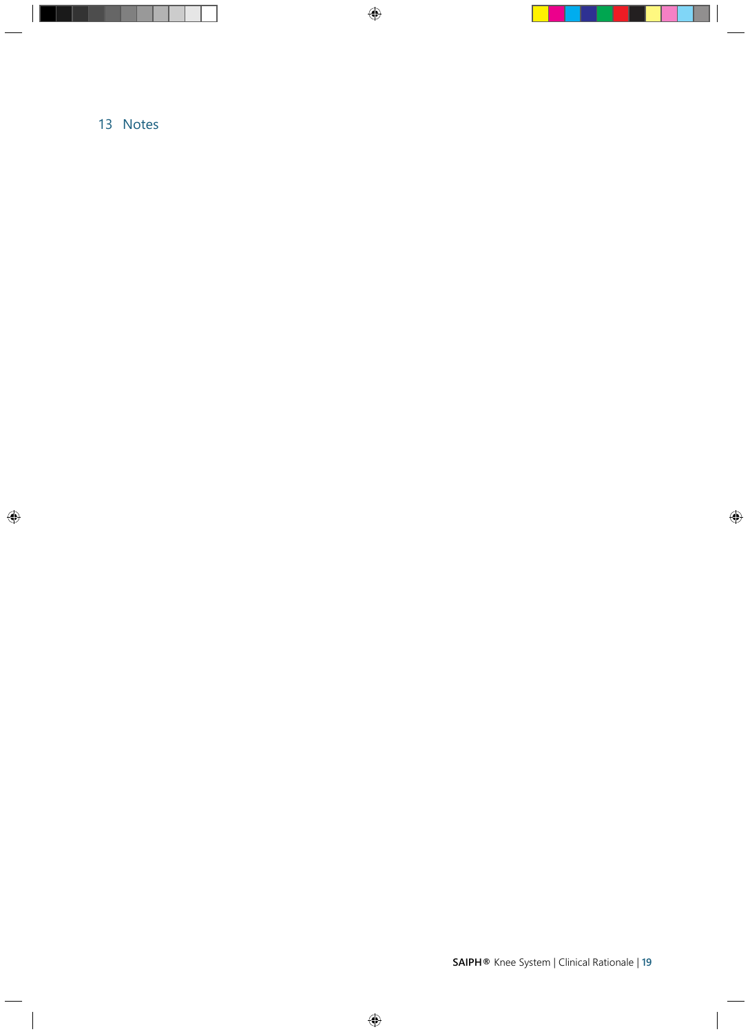## 13 Notes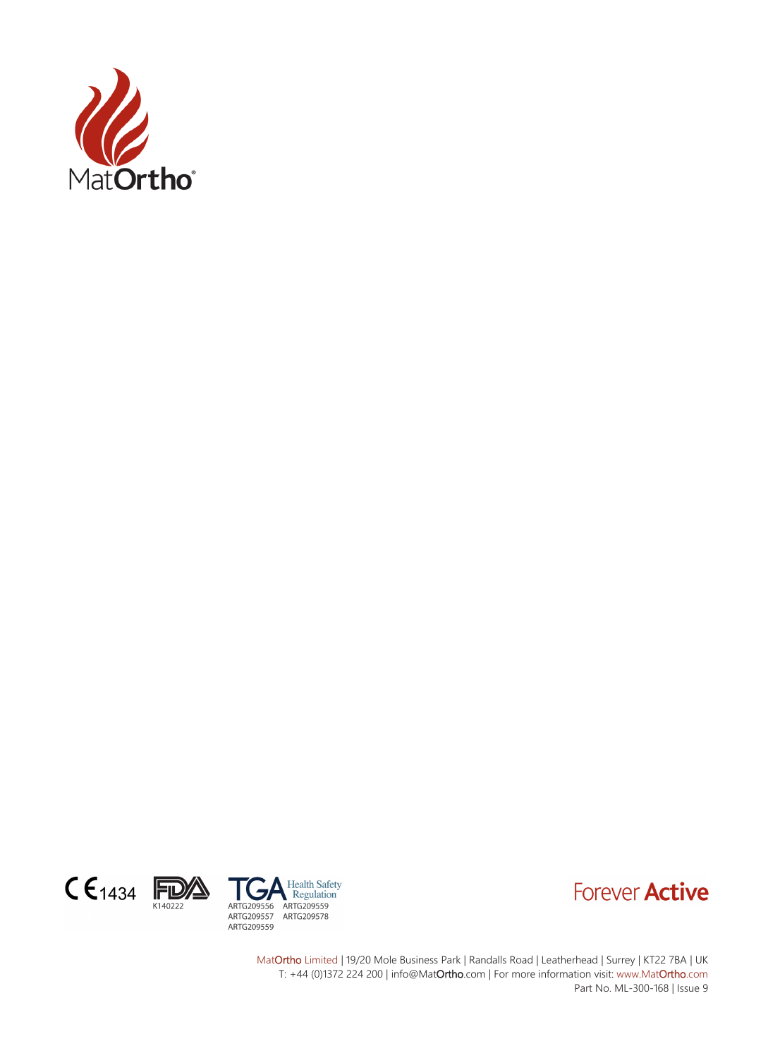MatOrtho®

CE 1434

FDA K140222

TGA Health Safety Regulation
ARTG209556 ARTG209559
ARTG209557 ARTG209578
ARTG209559

Forever **Active**

MatOrtho Limited | 19/20 Mole Business Park | Randalls Road | Leatherhead | Surrey | KT22 7BA | UK
T: +44 (0)1372 224 200 | info@MatOrtho.com | For more information visit: www.MatOrtho.com
Part No. ML-300-168 | Issue 9